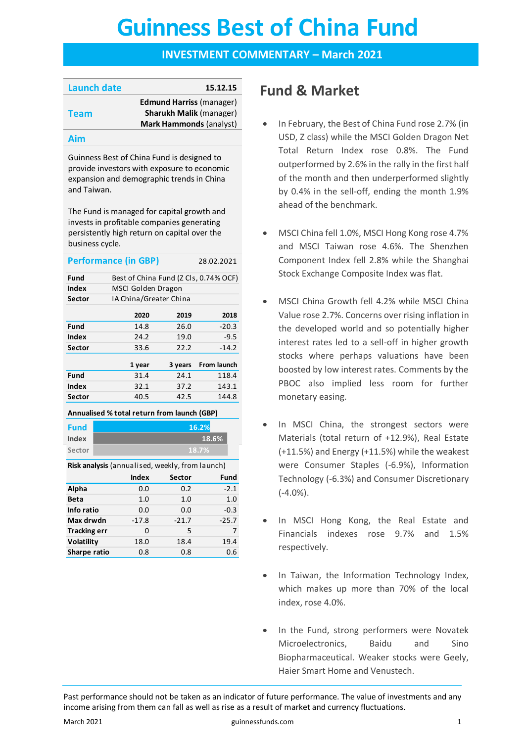# Guinness Best of China Fund

## INVESTMENT COMMENTARY – March 2021

| Launch date | 15.12.15 |
|---|---|
| Team | **Edmund Harriss** (manager)<br>**Sharukh Malik** (manager)<br>**Mark Hammonds** (analyst) |

### Aim

Guinness Best of China Fund is designed to provide investors with exposure to economic expansion and demographic trends in China and Taiwan.

The Fund is managed for capital growth and invests in profitable companies generating persistently high return on capital over the business cycle.

### Performance (in GBP) 28.02.2021

| | |
|---|---|
| **Fund** | Best of China Fund (Z Cls, 0.74% OCF) |
| **Index** | MSCI Golden Dragon |
| **Sector** | IA China/Greater China |

| | 2020 | 2019 | 2018 |
|---|---|---|---|
| **Fund** | 14.8 | 26.0 | -20.3 |
| **Index** | 24.2 | 19.0 | -9.5 |
| **Sector** | 33.6 | 22.2 | -14.2 |

| | 1 year | 3 years | From launch |
|---|---|---|---|
| **Fund** | 31.4 | 24.1 | 118.4 |
| **Index** | 32.1 | 37.2 | 143.1 |
| **Sector** | 40.5 | 42.5 | 144.8 |

**Annualised % total return from launch (GBP)**

| | |
|---|---|
| Fund | 16.2% |
| Index | 18.6% |
| Sector | 18.7% |

**Risk analysis** (annualised, weekly, from launch)

| | Index | Sector | Fund |
|---|---|---|---|
| **Alpha** | 0.0 | 0.2 | -2.1 |
| **Beta** | 1.0 | 1.0 | 1.0 |
| **Info ratio** | 0.0 | 0.0 | -0.3 |
| **Max drwdn** | -17.8 | -21.7 | -25.7 |
| **Tracking err** | 0 | 5 | 7 |
| **Volatility** | 18.0 | 18.4 | 19.4 |
| **Sharpe ratio** | 0.8 | 0.8 | 0.6 |

## Fund & Market

- In February, the Best of China Fund rose 2.7% (in USD, Z class) while the MSCI Golden Dragon Net Total Return Index rose 0.8%. The Fund outperformed by 2.6% in the rally in the first half of the month and then underperformed slightly by 0.4% in the sell-off, ending the month 1.9% ahead of the benchmark.

- MSCI China fell 1.0%, MSCI Hong Kong rose 4.7% and MSCI Taiwan rose 4.6%. The Shenzhen Component Index fell 2.8% while the Shanghai Stock Exchange Composite Index was flat.

- MSCI China Growth fell 4.2% while MSCI China Value rose 2.7%. Concerns over rising inflation in the developed world and so potentially higher interest rates led to a sell-off in higher growth stocks where perhaps valuations have been boosted by low interest rates. Comments by the PBOC also implied less room for further monetary easing.

- In MSCI China, the strongest sectors were Materials (total return of +12.9%), Real Estate (+11.5%) and Energy (+11.5%) while the weakest were Consumer Staples (-6.9%), Information Technology (-6.3%) and Consumer Discretionary (-4.0%).

- In MSCI Hong Kong, the Real Estate and Financials indexes rose 9.7% and 1.5% respectively.

- In Taiwan, the Information Technology Index, which makes up more than 70% of the local index, rose 4.0%.

- In the Fund, strong performers were Novatek Microelectronics, Baidu and Sino Biopharmaceutical. Weaker stocks were Geely, Haier Smart Home and Venustech.

Past performance should not be taken as an indicator of future performance. The value of investments and any income arising from them can fall as well as rise as a result of market and currency fluctuations.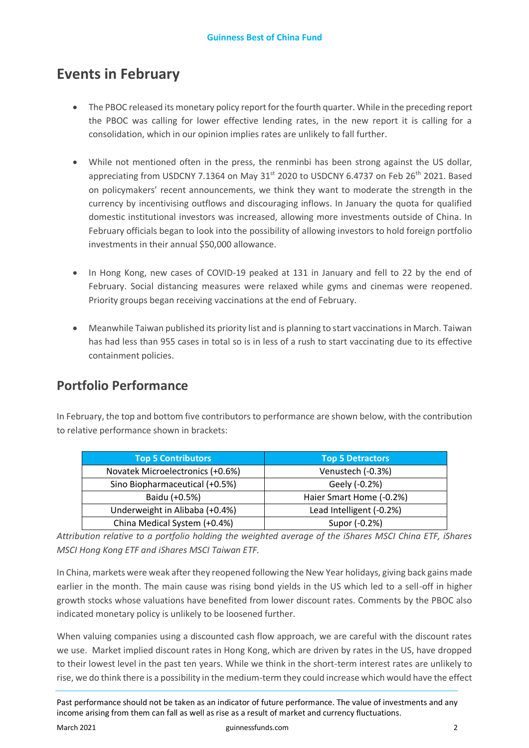## Events in February

- The PBOC released its monetary policy report for the fourth quarter. While in the preceding report the PBOC was calling for lower effective lending rates, in the new report it is calling for a consolidation, which in our opinion implies rates are unlikely to fall further.

- While not mentioned often in the press, the renminbi has been strong against the US dollar, appreciating from USDCNY 7.1364 on May 31st 2020 to USDCNY 6.4737 on Feb 26th 2021. Based on policymakers' recent announcements, we think they want to moderate the strength in the currency by incentivising outflows and discouraging inflows. In January the quota for qualified domestic institutional investors was increased, allowing more investments outside of China. In February officials began to look into the possibility of allowing investors to hold foreign portfolio investments in their annual $50,000 allowance.

- In Hong Kong, new cases of COVID-19 peaked at 131 in January and fell to 22 by the end of February. Social distancing measures were relaxed while gyms and cinemas were reopened. Priority groups began receiving vaccinations at the end of February.

- Meanwhile Taiwan published its priority list and is planning to start vaccinations in March. Taiwan has had less than 955 cases in total so is in less of a rush to start vaccinating due to its effective containment policies.

## Portfolio Performance

In February, the top and bottom five contributors to performance are shown below, with the contribution to relative performance shown in brackets:

| Top 5 Contributors | Top 5 Detractors |
|---|---|
| Novatek Microelectronics (+0.6%) | Venustech (-0.3%) |
| Sino Biopharmaceutical (+0.5%) | Geely (-0.2%) |
| Baidu (+0.5%) | Haier Smart Home (-0.2%) |
| Underweight in Alibaba (+0.4%) | Lead Intelligent (-0.2%) |
| China Medical System (+0.4%) | Supor (-0.2%) |

*Attribution relative to a portfolio holding the weighted average of the iShares MSCI China ETF, iShares MSCI Hong Kong ETF and iShares MSCI Taiwan ETF.*

In China, markets were weak after they reopened following the New Year holidays, giving back gains made earlier in the month. The main cause was rising bond yields in the US which led to a sell-off in higher growth stocks whose valuations have benefited from lower discount rates. Comments by the PBOC also indicated monetary policy is unlikely to be loosened further.

When valuing companies using a discounted cash flow approach, we are careful with the discount rates we use. Market implied discount rates in Hong Kong, which are driven by rates in the US, have dropped to their lowest level in the past ten years. While we think in the short-term interest rates are unlikely to rise, we do think there is a possibility in the medium-term they could increase which would have the effect

Past performance should not be taken as an indicator of future performance. The value of investments and any income arising from them can fall as well as rise as a result of market and currency fluctuations.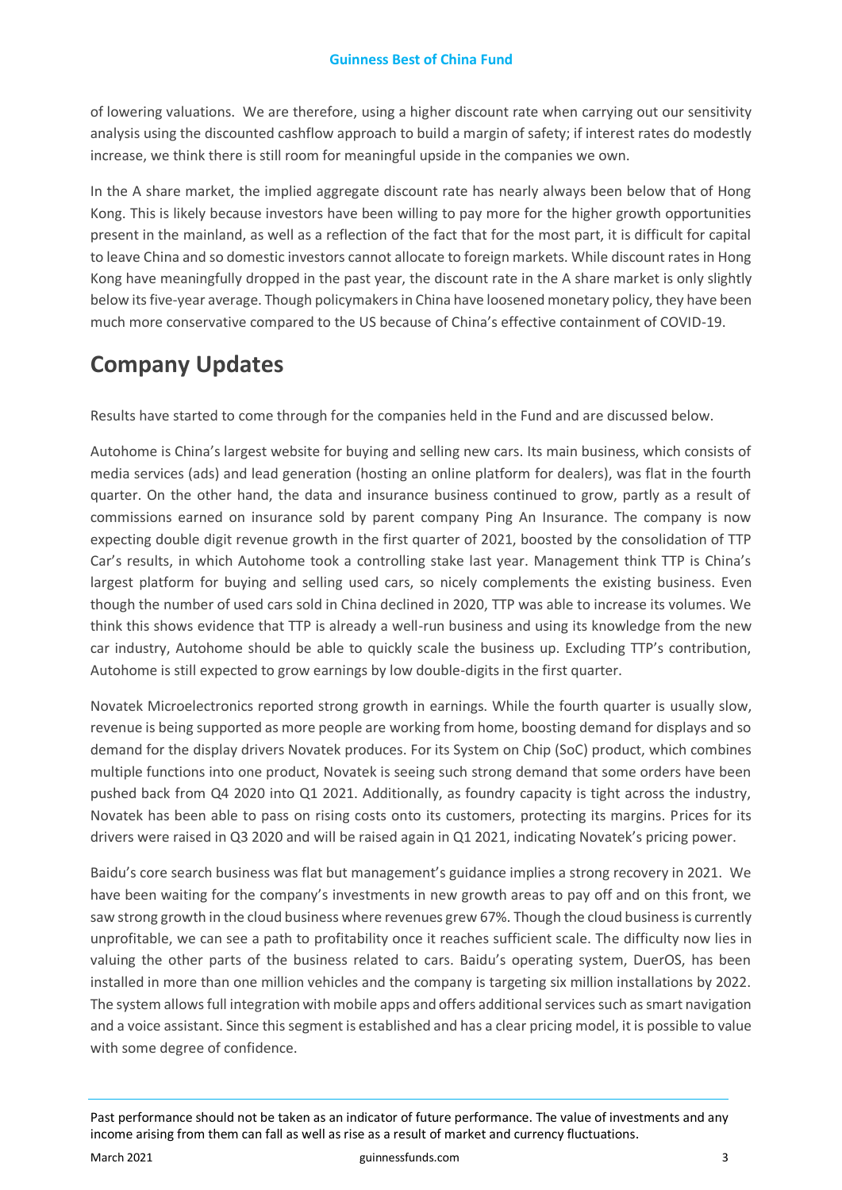of lowering valuations. We are therefore, using a higher discount rate when carrying out our sensitivity analysis using the discounted cashflow approach to build a margin of safety; if interest rates do modestly increase, we think there is still room for meaningful upside in the companies we own.

In the A share market, the implied aggregate discount rate has nearly always been below that of Hong Kong. This is likely because investors have been willing to pay more for the higher growth opportunities present in the mainland, as well as a reflection of the fact that for the most part, it is difficult for capital to leave China and so domestic investors cannot allocate to foreign markets. While discount rates in Hong Kong have meaningfully dropped in the past year, the discount rate in the A share market is only slightly below its five-year average. Though policymakers in China have loosened monetary policy, they have been much more conservative compared to the US because of China's effective containment of COVID-19.

## Company Updates

Results have started to come through for the companies held in the Fund and are discussed below.

Autohome is China's largest website for buying and selling new cars. Its main business, which consists of media services (ads) and lead generation (hosting an online platform for dealers), was flat in the fourth quarter. On the other hand, the data and insurance business continued to grow, partly as a result of commissions earned on insurance sold by parent company Ping An Insurance. The company is now expecting double digit revenue growth in the first quarter of 2021, boosted by the consolidation of TTP Car's results, in which Autohome took a controlling stake last year. Management think TTP is China's largest platform for buying and selling used cars, so nicely complements the existing business. Even though the number of used cars sold in China declined in 2020, TTP was able to increase its volumes. We think this shows evidence that TTP is already a well-run business and using its knowledge from the new car industry, Autohome should be able to quickly scale the business up. Excluding TTP's contribution, Autohome is still expected to grow earnings by low double-digits in the first quarter.

Novatek Microelectronics reported strong growth in earnings. While the fourth quarter is usually slow, revenue is being supported as more people are working from home, boosting demand for displays and so demand for the display drivers Novatek produces. For its System on Chip (SoC) product, which combines multiple functions into one product, Novatek is seeing such strong demand that some orders have been pushed back from Q4 2020 into Q1 2021. Additionally, as foundry capacity is tight across the industry, Novatek has been able to pass on rising costs onto its customers, protecting its margins. Prices for its drivers were raised in Q3 2020 and will be raised again in Q1 2021, indicating Novatek's pricing power.

Baidu's core search business was flat but management's guidance implies a strong recovery in 2021. We have been waiting for the company's investments in new growth areas to pay off and on this front, we saw strong growth in the cloud business where revenues grew 67%. Though the cloud business is currently unprofitable, we can see a path to profitability once it reaches sufficient scale. The difficulty now lies in valuing the other parts of the business related to cars. Baidu's operating system, DuerOS, has been installed in more than one million vehicles and the company is targeting six million installations by 2022. The system allows full integration with mobile apps and offers additional services such as smart navigation and a voice assistant. Since this segment is established and has a clear pricing model, it is possible to value with some degree of confidence.

Past performance should not be taken as an indicator of future performance. The value of investments and any income arising from them can fall as well as rise as a result of market and currency fluctuations.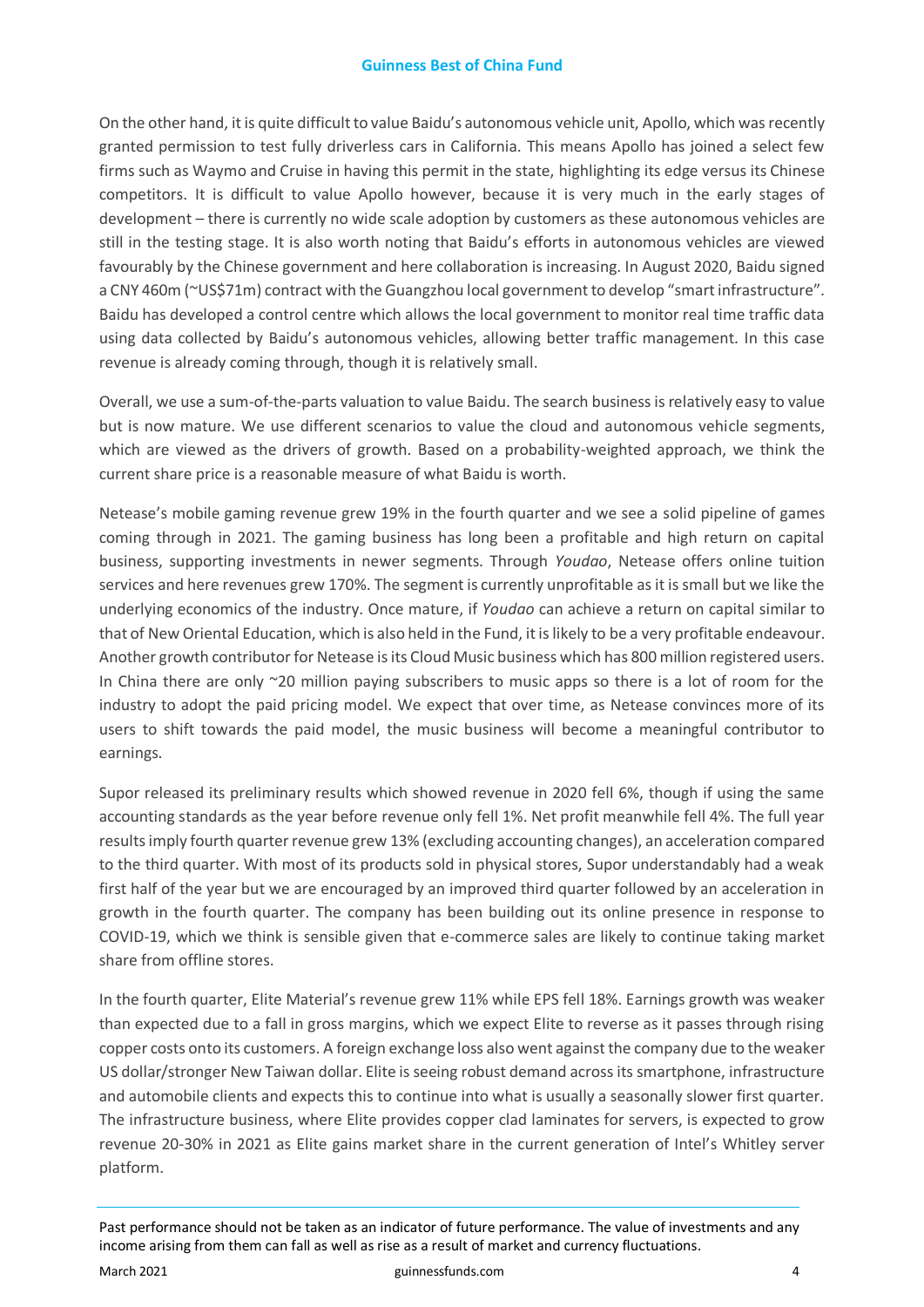On the other hand, it is quite difficult to value Baidu's autonomous vehicle unit, Apollo, which was recently granted permission to test fully driverless cars in California. This means Apollo has joined a select few firms such as Waymo and Cruise in having this permit in the state, highlighting its edge versus its Chinese competitors. It is difficult to value Apollo however, because it is very much in the early stages of development – there is currently no wide scale adoption by customers as these autonomous vehicles are still in the testing stage. It is also worth noting that Baidu's efforts in autonomous vehicles are viewed favourably by the Chinese government and here collaboration is increasing. In August 2020, Baidu signed a CNY 460m (~US$71m) contract with the Guangzhou local government to develop "smart infrastructure". Baidu has developed a control centre which allows the local government to monitor real time traffic data using data collected by Baidu's autonomous vehicles, allowing better traffic management. In this case revenue is already coming through, though it is relatively small.

Overall, we use a sum-of-the-parts valuation to value Baidu. The search business is relatively easy to value but is now mature. We use different scenarios to value the cloud and autonomous vehicle segments, which are viewed as the drivers of growth. Based on a probability-weighted approach, we think the current share price is a reasonable measure of what Baidu is worth.

Netease's mobile gaming revenue grew 19% in the fourth quarter and we see a solid pipeline of games coming through in 2021. The gaming business has long been a profitable and high return on capital business, supporting investments in newer segments. Through *Youdao*, Netease offers online tuition services and here revenues grew 170%. The segment is currently unprofitable as it is small but we like the underlying economics of the industry. Once mature, if *Youdao* can achieve a return on capital similar to that of New Oriental Education, which is also held in the Fund, it is likely to be a very profitable endeavour. Another growth contributor for Netease is its Cloud Music business which has 800 million registered users. In China there are only ~20 million paying subscribers to music apps so there is a lot of room for the industry to adopt the paid pricing model. We expect that over time, as Netease convinces more of its users to shift towards the paid model, the music business will become a meaningful contributor to earnings.

Supor released its preliminary results which showed revenue in 2020 fell 6%, though if using the same accounting standards as the year before revenue only fell 1%. Net profit meanwhile fell 4%. The full year results imply fourth quarter revenue grew 13% (excluding accounting changes), an acceleration compared to the third quarter. With most of its products sold in physical stores, Supor understandably had a weak first half of the year but we are encouraged by an improved third quarter followed by an acceleration in growth in the fourth quarter. The company has been building out its online presence in response to COVID-19, which we think is sensible given that e-commerce sales are likely to continue taking market share from offline stores.

In the fourth quarter, Elite Material's revenue grew 11% while EPS fell 18%. Earnings growth was weaker than expected due to a fall in gross margins, which we expect Elite to reverse as it passes through rising copper costs onto its customers. A foreign exchange loss also went against the company due to the weaker US dollar/stronger New Taiwan dollar. Elite is seeing robust demand across its smartphone, infrastructure and automobile clients and expects this to continue into what is usually a seasonally slower first quarter. The infrastructure business, where Elite provides copper clad laminates for servers, is expected to grow revenue 20-30% in 2021 as Elite gains market share in the current generation of Intel's Whitley server platform.

Past performance should not be taken as an indicator of future performance. The value of investments and any income arising from them can fall as well as rise as a result of market and currency fluctuations.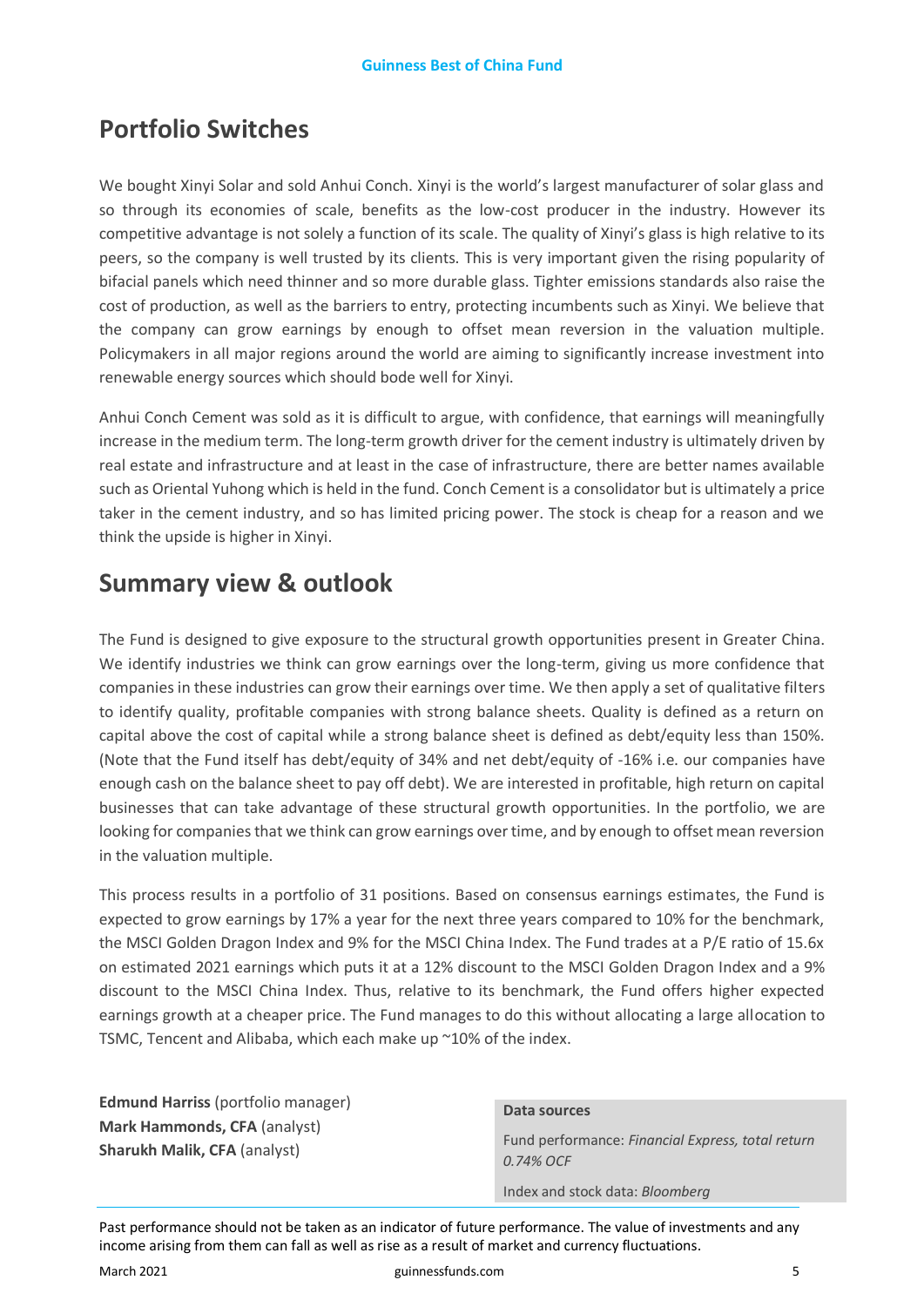## Portfolio Switches

We bought Xinyi Solar and sold Anhui Conch. Xinyi is the world's largest manufacturer of solar glass and so through its economies of scale, benefits as the low-cost producer in the industry. However its competitive advantage is not solely a function of its scale. The quality of Xinyi's glass is high relative to its peers, so the company is well trusted by its clients. This is very important given the rising popularity of bifacial panels which need thinner and so more durable glass. Tighter emissions standards also raise the cost of production, as well as the barriers to entry, protecting incumbents such as Xinyi. We believe that the company can grow earnings by enough to offset mean reversion in the valuation multiple. Policymakers in all major regions around the world are aiming to significantly increase investment into renewable energy sources which should bode well for Xinyi.

Anhui Conch Cement was sold as it is difficult to argue, with confidence, that earnings will meaningfully increase in the medium term. The long-term growth driver for the cement industry is ultimately driven by real estate and infrastructure and at least in the case of infrastructure, there are better names available such as Oriental Yuhong which is held in the fund. Conch Cement is a consolidator but is ultimately a price taker in the cement industry, and so has limited pricing power. The stock is cheap for a reason and we think the upside is higher in Xinyi.

## Summary view & outlook

The Fund is designed to give exposure to the structural growth opportunities present in Greater China. We identify industries we think can grow earnings over the long-term, giving us more confidence that companies in these industries can grow their earnings over time. We then apply a set of qualitative filters to identify quality, profitable companies with strong balance sheets. Quality is defined as a return on capital above the cost of capital while a strong balance sheet is defined as debt/equity less than 150%. (Note that the Fund itself has debt/equity of 34% and net debt/equity of -16% i.e. our companies have enough cash on the balance sheet to pay off debt). We are interested in profitable, high return on capital businesses that can take advantage of these structural growth opportunities. In the portfolio, we are looking for companies that we think can grow earnings over time, and by enough to offset mean reversion in the valuation multiple.

This process results in a portfolio of 31 positions. Based on consensus earnings estimates, the Fund is expected to grow earnings by 17% a year for the next three years compared to 10% for the benchmark, the MSCI Golden Dragon Index and 9% for the MSCI China Index. The Fund trades at a P/E ratio of 15.6x on estimated 2021 earnings which puts it at a 12% discount to the MSCI Golden Dragon Index and a 9% discount to the MSCI China Index. Thus, relative to its benchmark, the Fund offers higher expected earnings growth at a cheaper price. The Fund manages to do this without allocating a large allocation to TSMC, Tencent and Alibaba, which each make up ~10% of the index.

**Edmund Harriss** (portfolio manager)
**Mark Hammonds, CFA** (analyst)
**Sharukh Malik, CFA** (analyst)

**Data sources**

Fund performance: *Financial Express, total return 0.74% OCF*

Index and stock data: *Bloomberg*

Past performance should not be taken as an indicator of future performance. The value of investments and any income arising from them can fall as well as rise as a result of market and currency fluctuations.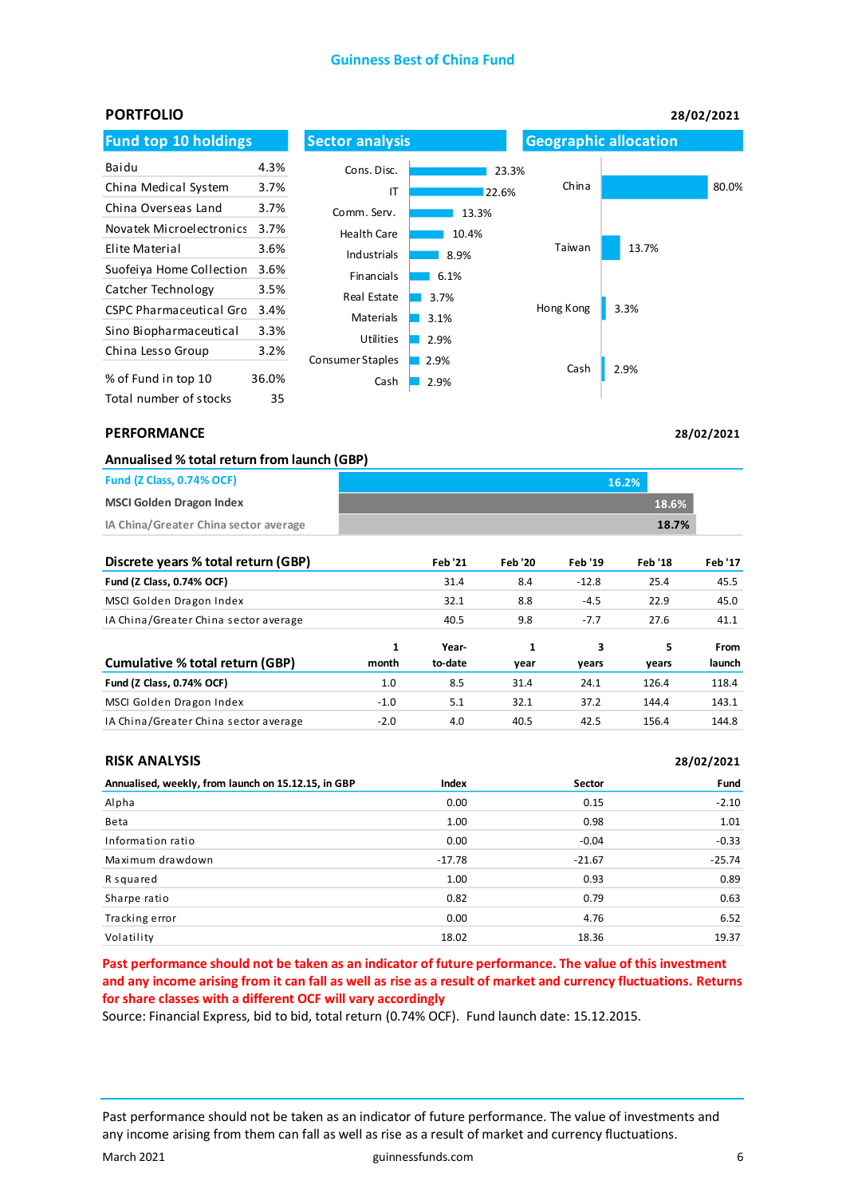## Guinness Best of China Fund

### PORTFOLIO

28/02/2021

#### Fund top 10 holdings

| Holding | % |
|---|---|
| Baidu | 4.3% |
| China Medical System | 3.7% |
| China Overseas Land | 3.7% |
| Novatek Microelectronics | 3.7% |
| Elite Material | 3.6% |
| Suofeiya Home Collection | 3.6% |
| Catcher Technology | 3.5% |
| CSPC Pharmaceutical Gro | 3.4% |
| Sino Biopharmaceutical | 3.3% |
| China Lesso Group | 3.2% |
| % of Fund in top 10 | 36.0% |
| Total number of stocks | 35 |

#### Sector analysis

| Sector | % |
|---|---|
| Cons. Disc. | 23.3% |
| IT | 22.6% |
| Comm. Serv. | 13.3% |
| Health Care | 10.4% |
| Industrials | 8.9% |
| Financials | 6.1% |
| Real Estate | 3.7% |
| Materials | 3.1% |
| Utilities | 2.9% |
| Consumer Staples | 2.9% |
| Cash | 2.9% |

#### Geographic allocation

| Country | % |
|---|---|
| China | 80.0% |
| Taiwan | 13.7% |
| Hong Kong | 3.3% |
| Cash | 2.9% |

### PERFORMANCE

28/02/2021

#### Annualised % total return from launch (GBP)

| | |
|---|---|
| Fund (Z Class, 0.74% OCF) | 16.2% |
| MSCI Golden Dragon Index | 18.6% |
| IA China/Greater China sector average | 18.7% |

| Discrete years % total return (GBP) | Feb '21 | Feb '20 | Feb '19 | Feb '18 | Feb '17 |
|---|---|---|---|---|---|
| **Fund (Z Class, 0.74% OCF)** | 31.4 | 8.4 | -12.8 | 25.4 | 45.5 |
| MSCI Golden Dragon Index | 32.1 | 8.8 | -4.5 | 22.9 | 45.0 |
| IA China/Greater China sector average | 40.5 | 9.8 | -7.7 | 27.6 | 41.1 |

| Cumulative % total return (GBP) | 1 month | Year-to-date | 1 year | 3 years | 5 years | From launch |
|---|---|---|---|---|---|---|
| **Fund (Z Class, 0.74% OCF)** | 1.0 | 8.5 | 31.4 | 24.1 | 126.4 | 118.4 |
| MSCI Golden Dragon Index | -1.0 | 5.1 | 32.1 | 37.2 | 144.4 | 143.1 |
| IA China/Greater China sector average | -2.0 | 4.0 | 40.5 | 42.5 | 156.4 | 144.8 |

### RISK ANALYSIS

28/02/2021

| Annualised, weekly, from launch on 15.12.15, in GBP | Index | Sector | Fund |
|---|---|---|---|
| Alpha | 0.00 | 0.15 | -2.10 |
| Beta | 1.00 | 0.98 | 1.01 |
| Information ratio | 0.00 | -0.04 | -0.33 |
| Maximum drawdown | -17.78 | -21.67 | -25.74 |
| R squared | 1.00 | 0.93 | 0.89 |
| Sharpe ratio | 0.82 | 0.79 | 0.63 |
| Tracking error | 0.00 | 4.76 | 6.52 |
| Volatility | 18.02 | 18.36 | 19.37 |

**Past performance should not be taken as an indicator of future performance. The value of this investment and any income arising from it can fall as well as rise as a result of market and currency fluctuations. Returns for share classes with a different OCF will vary accordingly**

Source: Financial Express, bid to bid, total return (0.74% OCF). Fund launch date: 15.12.2015.

Past performance should not be taken as an indicator of future performance. The value of investments and any income arising from them can fall as well as rise as a result of market and currency fluctuations.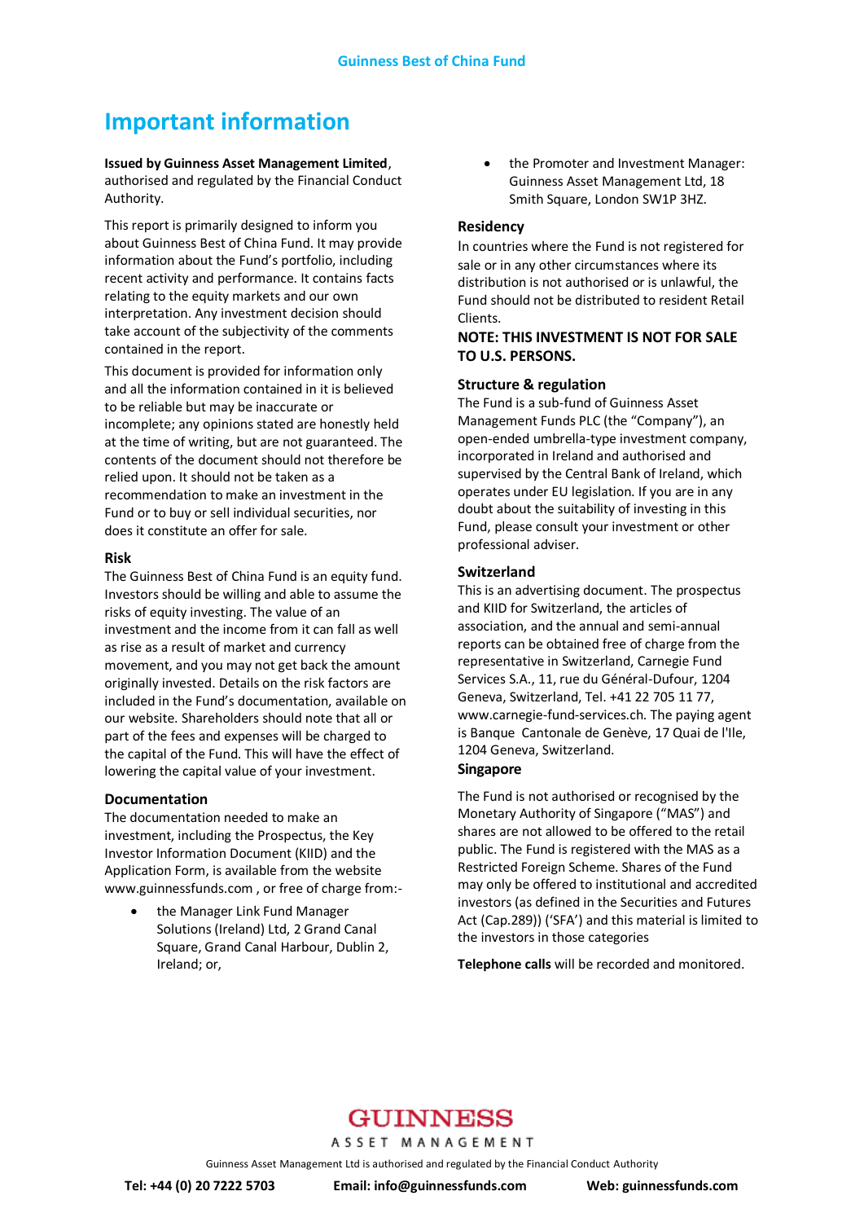# Important information

**Issued by Guinness Asset Management Limited**, authorised and regulated by the Financial Conduct Authority.

This report is primarily designed to inform you about Guinness Best of China Fund. It may provide information about the Fund's portfolio, including recent activity and performance. It contains facts relating to the equity markets and our own interpretation. Any investment decision should take account of the subjectivity of the comments contained in the report.

This document is provided for information only and all the information contained in it is believed to be reliable but may be inaccurate or incomplete; any opinions stated are honestly held at the time of writing, but are not guaranteed. The contents of the document should not therefore be relied upon. It should not be taken as a recommendation to make an investment in the Fund or to buy or sell individual securities, nor does it constitute an offer for sale.

### Risk

The Guinness Best of China Fund is an equity fund. Investors should be willing and able to assume the risks of equity investing. The value of an investment and the income from it can fall as well as rise as a result of market and currency movement, and you may not get back the amount originally invested. Details on the risk factors are included in the Fund's documentation, available on our website. Shareholders should note that all or part of the fees and expenses will be charged to the capital of the Fund. This will have the effect of lowering the capital value of your investment.

### Documentation

The documentation needed to make an investment, including the Prospectus, the Key Investor Information Document (KIID) and the Application Form, is available from the website www.guinnessfunds.com , or free of charge from:-

- the Manager Link Fund Manager Solutions (Ireland) Ltd, 2 Grand Canal Square, Grand Canal Harbour, Dublin 2, Ireland; or,
- the Promoter and Investment Manager: Guinness Asset Management Ltd, 18 Smith Square, London SW1P 3HZ.

### Residency

In countries where the Fund is not registered for sale or in any other circumstances where its distribution is not authorised or is unlawful, the Fund should not be distributed to resident Retail Clients.

**NOTE: THIS INVESTMENT IS NOT FOR SALE TO U.S. PERSONS.**

### Structure & regulation

The Fund is a sub-fund of Guinness Asset Management Funds PLC (the "Company"), an open-ended umbrella-type investment company, incorporated in Ireland and authorised and supervised by the Central Bank of Ireland, which operates under EU legislation. If you are in any doubt about the suitability of investing in this Fund, please consult your investment or other professional adviser.

### Switzerland

This is an advertising document. The prospectus and KIID for Switzerland, the articles of association, and the annual and semi-annual reports can be obtained free of charge from the representative in Switzerland, Carnegie Fund Services S.A., 11, rue du Général-Dufour, 1204 Geneva, Switzerland, Tel. +41 22 705 11 77, www.carnegie-fund-services.ch. The paying agent is Banque Cantonale de Genève, 17 Quai de l'Ile, 1204 Geneva, Switzerland.

### Singapore

The Fund is not authorised or recognised by the Monetary Authority of Singapore ("MAS") and shares are not allowed to be offered to the retail public. The Fund is registered with the MAS as a Restricted Foreign Scheme. Shares of the Fund may only be offered to institutional and accredited investors (as defined in the Securities and Futures Act (Cap.289)) ('SFA') and this material is limited to the investors in those categories

**Telephone calls** will be recorded and monitored.

GUINNESS
ASSET MANAGEMENT

Guinness Asset Management Ltd is authorised and regulated by the Financial Conduct Authority

**Tel: +44 (0) 20 7222 5703** **Email: info@guinnessfunds.com** **Web: guinnessfunds.com**